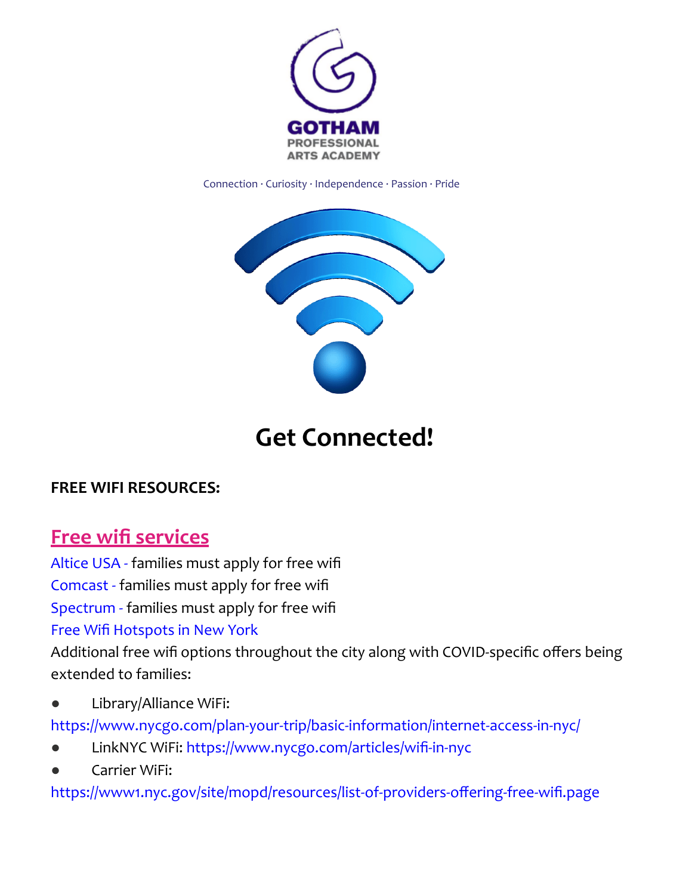GOTHAM PROFESSIONAL ARTS ACADEMY

Connection · Curiosity · Independence · Passion · Pride

# Get Connected!

**FREE WIFI RESOURCES:**

## Free wifi services

Altice USA - families must apply for free wifi
Comcast - families must apply for free wifi
Spectrum - families must apply for free wifi
Free Wifi Hotspots in New York
Additional free wifi options throughout the city along with COVID-specific offers being extended to families:

- Library/Alliance WiFi: https://www.nycgo.com/plan-your-trip/basic-information/internet-access-in-nyc/
- LinkNYC WiFi: https://www.nycgo.com/articles/wifi-in-nyc
- Carrier WiFi: https://www1.nyc.gov/site/mopd/resources/list-of-providers-offering-free-wifi.page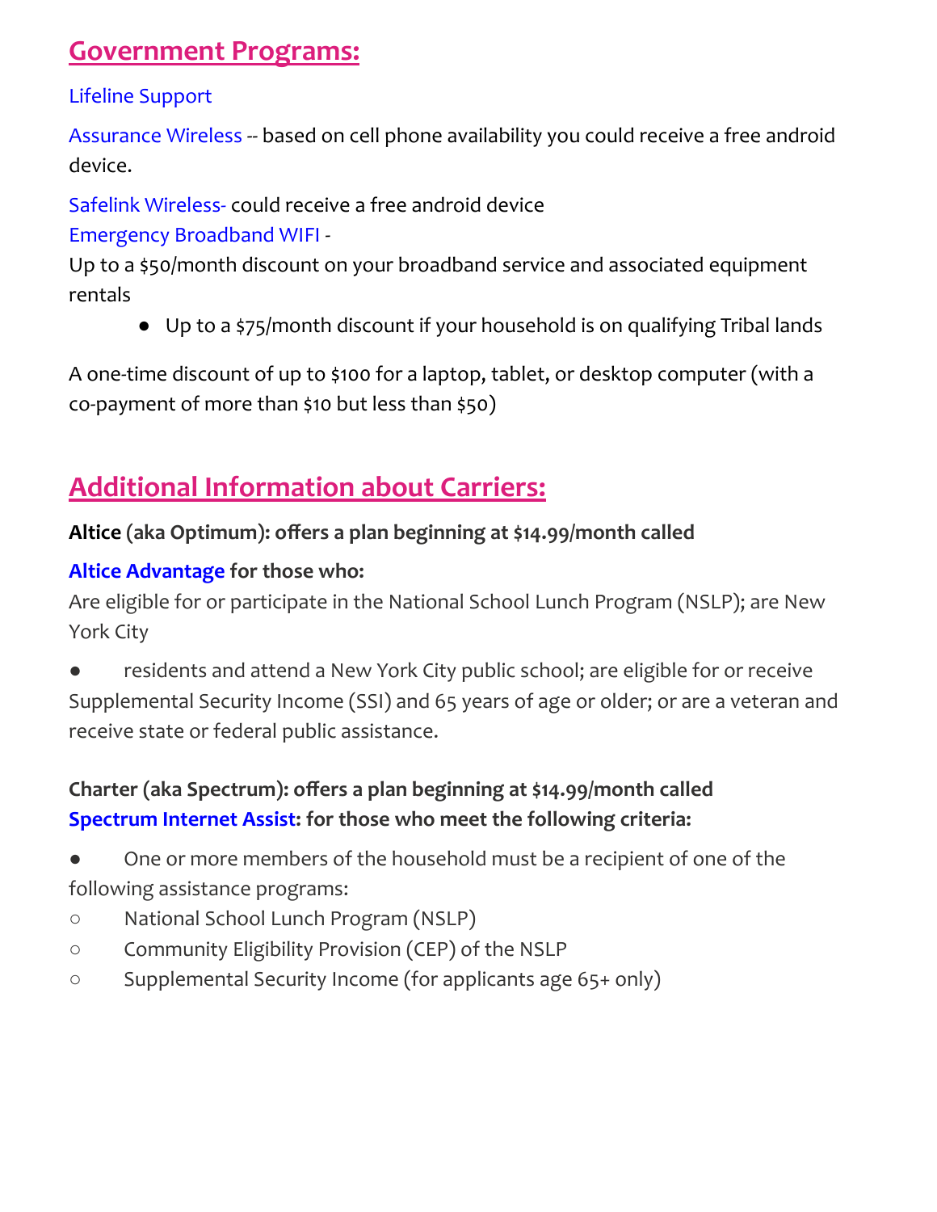## Government Programs:

Lifeline Support

Assurance Wireless -- based on cell phone availability you could receive a free android device.

Safelink Wireless- could receive a free android device

Emergency Broadband WIFI -

Up to a $50/month discount on your broadband service and associated equipment rentals

- Up to a $75/month discount if your household is on qualifying Tribal lands

A one-time discount of up to $100 for a laptop, tablet, or desktop computer (with a co-payment of more than $10 but less than $50)

## Additional Information about Carriers:

**Altice (aka Optimum): offers a plan beginning at $14.99/month called**

**Altice Advantage for those who:**

Are eligible for or participate in the National School Lunch Program (NSLP); are New York City

- residents and attend a New York City public school; are eligible for or receive Supplemental Security Income (SSI) and 65 years of age or older; or are a veteran and receive state or federal public assistance.

**Charter (aka Spectrum): offers a plan beginning at $14.99/month called Spectrum Internet Assist: for those who meet the following criteria:**

- One or more members of the household must be a recipient of one of the following assistance programs:
  - National School Lunch Program (NSLP)
  - Community Eligibility Provision (CEP) of the NSLP
  - Supplemental Security Income (for applicants age 65+ only)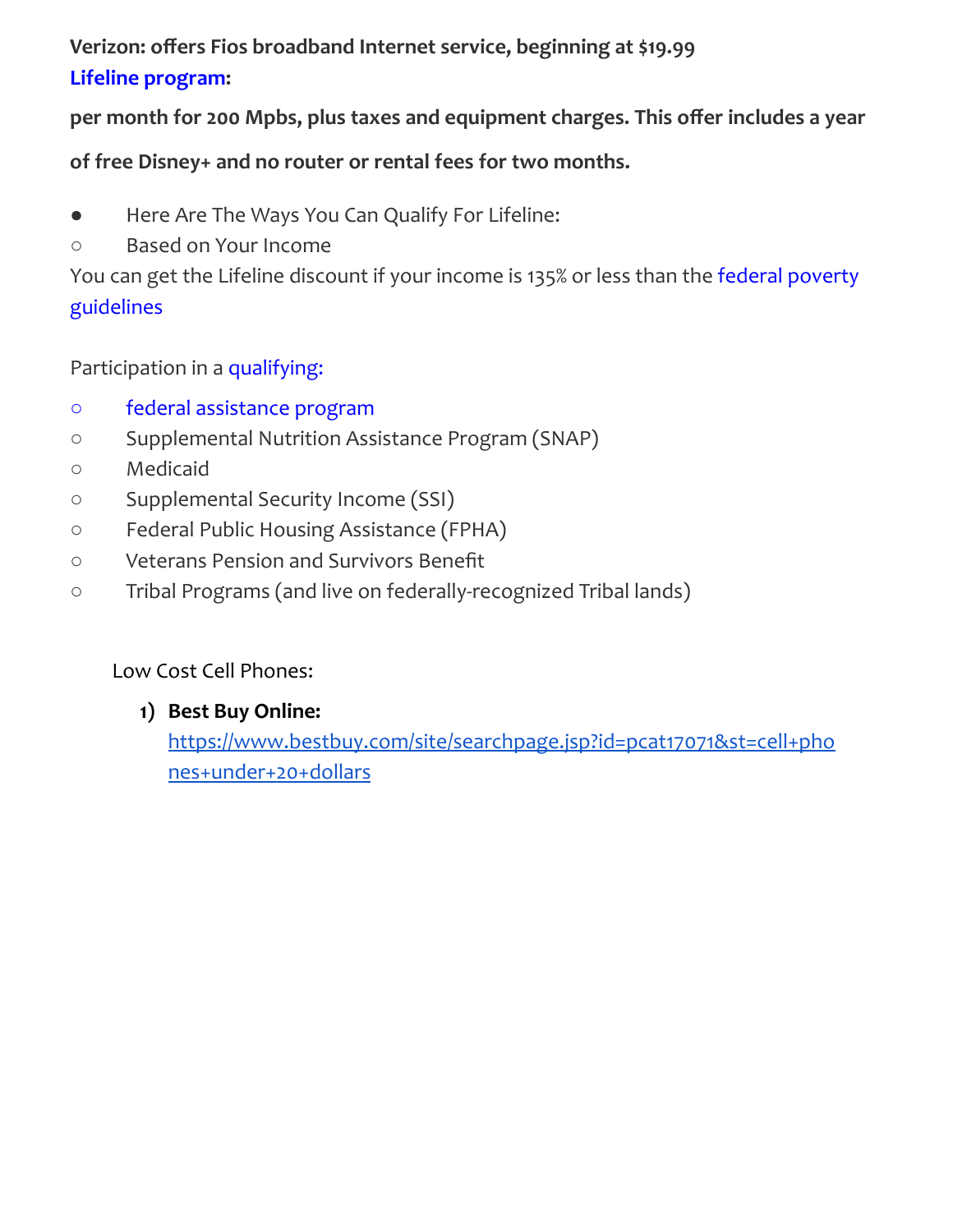**Verizon: offers Fios broadband Internet service, beginning at $19.99**
**Lifeline program:**

**per month for 200 Mpbs, plus taxes and equipment charges. This offer includes a year of free Disney+ and no router or rental fees for two months.**

- Here Are The Ways You Can Qualify For Lifeline:
  - Based on Your Income

You can get the Lifeline discount if your income is 135% or less than the federal poverty guidelines

Participation in a qualifying:

- federal assistance program
- Supplemental Nutrition Assistance Program (SNAP)
- Medicaid
- Supplemental Security Income (SSI)
- Federal Public Housing Assistance (FPHA)
- Veterans Pension and Survivors Benefit
- Tribal Programs (and live on federally-recognized Tribal lands)

Low Cost Cell Phones:

1) **Best Buy Online:** https://www.bestbuy.com/site/searchpage.jsp?id=pcat17071&st=cell+phones+under+20+dollars